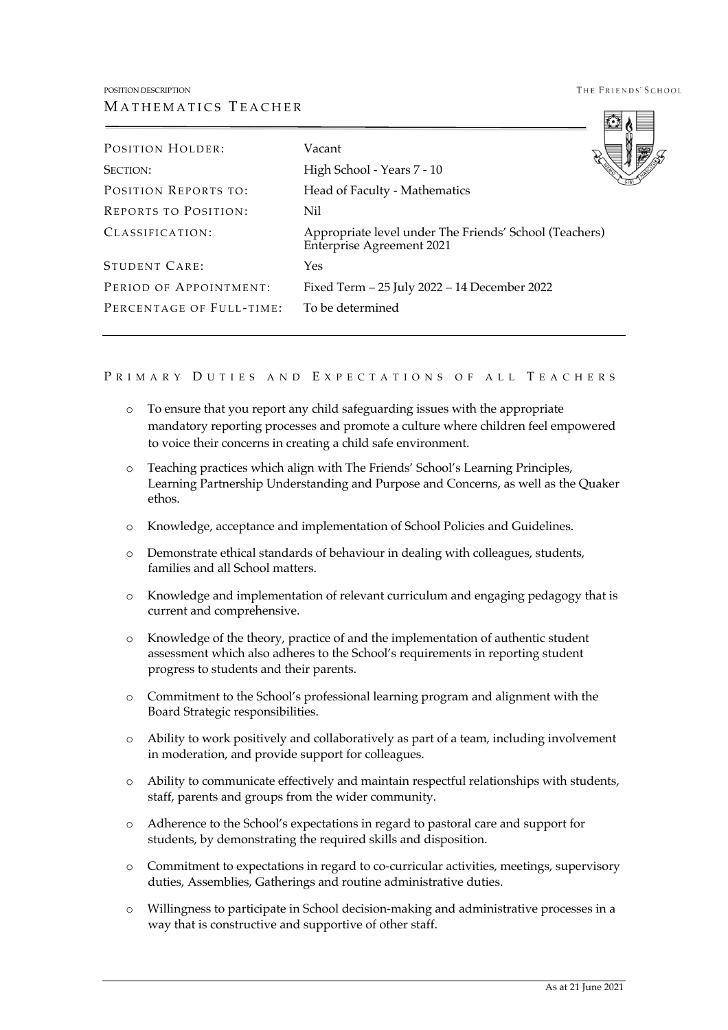POSITION DESCRIPTION

# MATHEMATICS TEACHER

THE FRIENDS' SCHOOL

| | |
|---|---|
| POSITION HOLDER: | Vacant |
| SECTION: | High School - Years 7 - 10 |
| POSITION REPORTS TO: | Head of Faculty - Mathematics |
| REPORTS TO POSITION: | Nil |
| CLASSIFICATION: | Appropriate level under The Friends' School (Teachers) Enterprise Agreement 2021 |
| STUDENT CARE: | Yes |
| PERIOD OF APPOINTMENT: | Fixed Term – 25 July 2022 – 14 December 2022 |
| PERCENTAGE OF FULL-TIME: | To be determined |

## PRIMARY DUTIES AND EXPECTATIONS OF ALL TEACHERS

- To ensure that you report any child safeguarding issues with the appropriate mandatory reporting processes and promote a culture where children feel empowered to voice their concerns in creating a child safe environment.
- Teaching practices which align with The Friends' School's Learning Principles, Learning Partnership Understanding and Purpose and Concerns, as well as the Quaker ethos.
- Knowledge, acceptance and implementation of School Policies and Guidelines.
- Demonstrate ethical standards of behaviour in dealing with colleagues, students, families and all School matters.
- Knowledge and implementation of relevant curriculum and engaging pedagogy that is current and comprehensive.
- Knowledge of the theory, practice of and the implementation of authentic student assessment which also adheres to the School's requirements in reporting student progress to students and their parents.
- Commitment to the School's professional learning program and alignment with the Board Strategic responsibilities.
- Ability to work positively and collaboratively as part of a team, including involvement in moderation, and provide support for colleagues.
- Ability to communicate effectively and maintain respectful relationships with students, staff, parents and groups from the wider community.
- Adherence to the School's expectations in regard to pastoral care and support for students, by demonstrating the required skills and disposition.
- Commitment to expectations in regard to co-curricular activities, meetings, supervisory duties, Assemblies, Gatherings and routine administrative duties.
- Willingness to participate in School decision-making and administrative processes in a way that is constructive and supportive of other staff.

As at 21 June 2021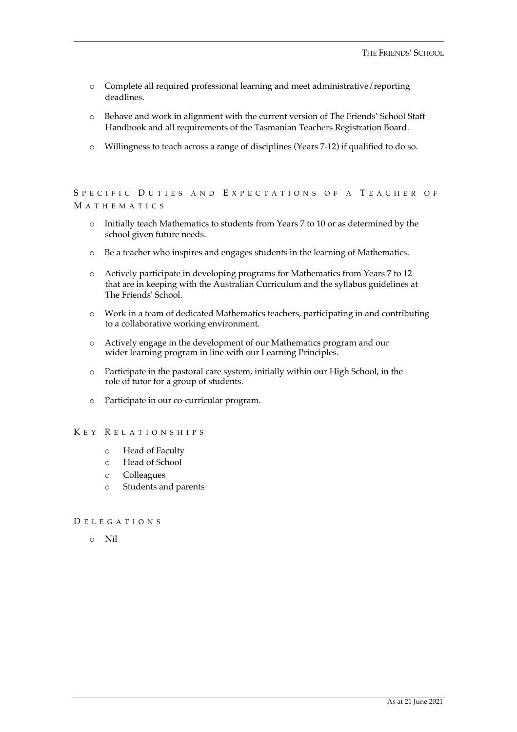- Complete all required professional learning and meet administrative/reporting deadlines.
- Behave and work in alignment with the current version of The Friends' School Staff Handbook and all requirements of the Tasmanian Teachers Registration Board.
- Willingness to teach across a range of disciplines (Years 7-12) if qualified to do so.

## Specific Duties and Expectations of a Teacher of Mathematics

- Initially teach Mathematics to students from Years 7 to 10 or as determined by the school given future needs.
- Be a teacher who inspires and engages students in the learning of Mathematics.
- Actively participate in developing programs for Mathematics from Years 7 to 12 that are in keeping with the Australian Curriculum and the syllabus guidelines at The Friends' School.
- Work in a team of dedicated Mathematics teachers, participating in and contributing to a collaborative working environment.
- Actively engage in the development of our Mathematics program and our wider learning program in line with our Learning Principles.
- Participate in the pastoral care system, initially within our High School, in the role of tutor for a group of students.
- Participate in our co-curricular program.

## Key Relationships

- Head of Faculty
- Head of School
- Colleagues
- Students and parents

## Delegations

- Nil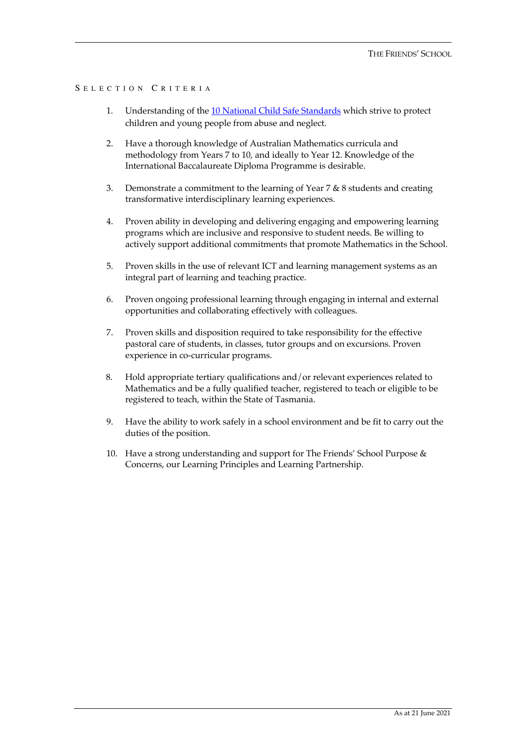## SELECTION CRITERIA

1. Understanding of the 10 National Child Safe Standards which strive to protect children and young people from abuse and neglect.

2. Have a thorough knowledge of Australian Mathematics curricula and methodology from Years 7 to 10, and ideally to Year 12. Knowledge of the International Baccalaureate Diploma Programme is desirable.

3. Demonstrate a commitment to the learning of Year 7 & 8 students and creating transformative interdisciplinary learning experiences.

4. Proven ability in developing and delivering engaging and empowering learning programs which are inclusive and responsive to student needs. Be willing to actively support additional commitments that promote Mathematics in the School.

5. Proven skills in the use of relevant ICT and learning management systems as an integral part of learning and teaching practice.

6. Proven ongoing professional learning through engaging in internal and external opportunities and collaborating effectively with colleagues.

7. Proven skills and disposition required to take responsibility for the effective pastoral care of students, in classes, tutor groups and on excursions. Proven experience in co-curricular programs.

8. Hold appropriate tertiary qualifications and/or relevant experiences related to Mathematics and be a fully qualified teacher, registered to teach or eligible to be registered to teach, within the State of Tasmania.

9. Have the ability to work safely in a school environment and be fit to carry out the duties of the position.

10. Have a strong understanding and support for The Friends' School Purpose & Concerns, our Learning Principles and Learning Partnership.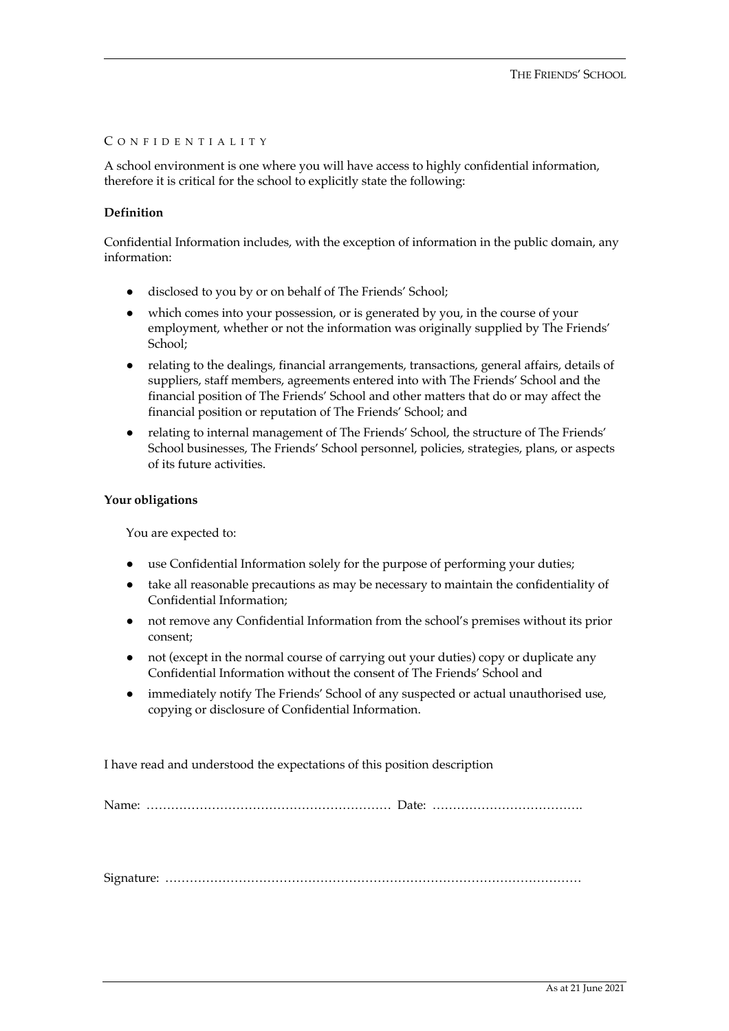## CONFIDENTIALITY

A school environment is one where you will have access to highly confidential information, therefore it is critical for the school to explicitly state the following:

**Definition**

Confidential Information includes, with the exception of information in the public domain, any information:

- disclosed to you by or on behalf of The Friends' School;
- which comes into your possession, or is generated by you, in the course of your employment, whether or not the information was originally supplied by The Friends' School;
- relating to the dealings, financial arrangements, transactions, general affairs, details of suppliers, staff members, agreements entered into with The Friends' School and the financial position of The Friends' School and other matters that do or may affect the financial position or reputation of The Friends' School; and
- relating to internal management of The Friends' School, the structure of The Friends' School businesses, The Friends' School personnel, policies, strategies, plans, or aspects of its future activities.

**Your obligations**

You are expected to:

- use Confidential Information solely for the purpose of performing your duties;
- take all reasonable precautions as may be necessary to maintain the confidentiality of Confidential Information;
- not remove any Confidential Information from the school's premises without its prior consent;
- not (except in the normal course of carrying out your duties) copy or duplicate any Confidential Information without the consent of The Friends' School and
- immediately notify The Friends' School of any suspected or actual unauthorised use, copying or disclosure of Confidential Information.

I have read and understood the expectations of this position description

Name: …………………………………………………… Date: ……………………………….

Signature: ………………………………………………………………………………………